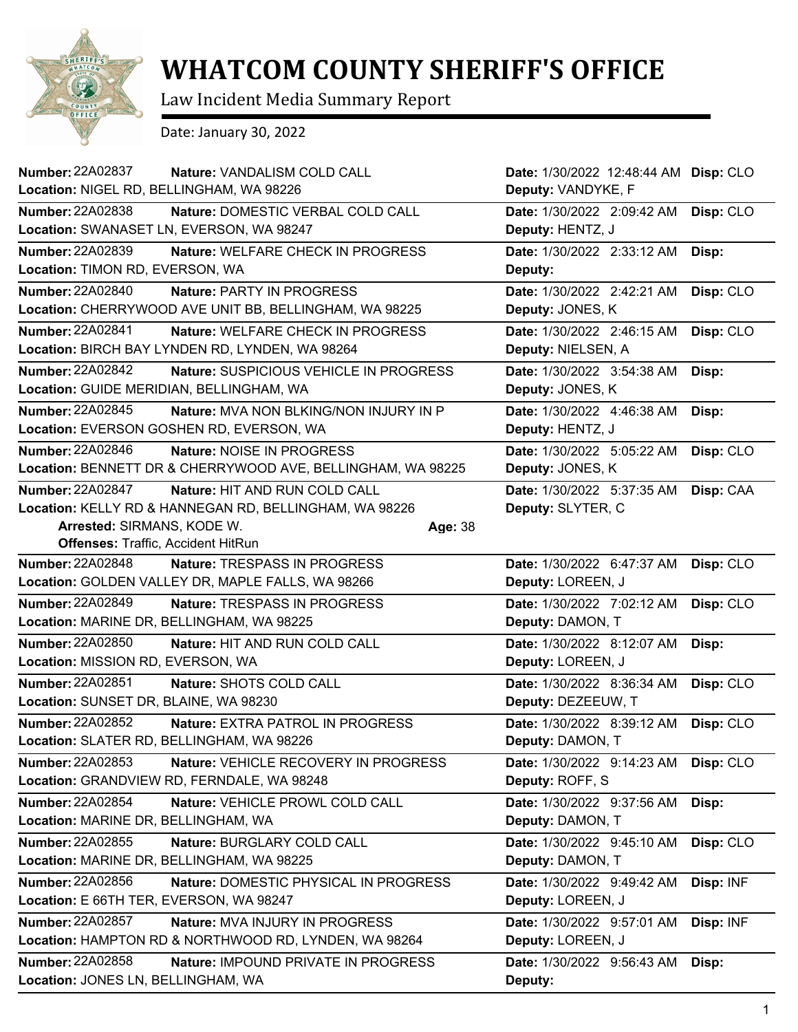# WHATCOM COUNTY SHERIFF'S OFFICE

Law Incident Media Summary Report

Date: January 30, 2022

**Number:** 22A02837 **Nature:** VANDALISM COLD CALL **Date:** 1/30/2022 12:48:44 AM **Disp:** CLO
**Location:** NIGEL RD, BELLINGHAM, WA 98226 **Deputy:** VANDYKE, F

**Number:** 22A02838 **Nature:** DOMESTIC VERBAL COLD CALL **Date:** 1/30/2022 2:09:42 AM **Disp:** CLO
**Location:** SWANASET LN, EVERSON, WA 98247 **Deputy:** HENTZ, J

**Number:** 22A02839 **Nature:** WELFARE CHECK IN PROGRESS **Date:** 1/30/2022 2:33:12 AM **Disp:**
**Location:** TIMON RD, EVERSON, WA **Deputy:**

**Number:** 22A02840 **Nature:** PARTY IN PROGRESS **Date:** 1/30/2022 2:42:21 AM **Disp:** CLO
**Location:** CHERRYWOOD AVE UNIT BB, BELLINGHAM, WA 98225 **Deputy:** JONES, K

**Number:** 22A02841 **Nature:** WELFARE CHECK IN PROGRESS **Date:** 1/30/2022 2:46:15 AM **Disp:** CLO
**Location:** BIRCH BAY LYNDEN RD, LYNDEN, WA 98264 **Deputy:** NIELSEN, A

**Number:** 22A02842 **Nature:** SUSPICIOUS VEHICLE IN PROGRESS **Date:** 1/30/2022 3:54:38 AM **Disp:**
**Location:** GUIDE MERIDIAN, BELLINGHAM, WA **Deputy:** JONES, K

**Number:** 22A02845 **Nature:** MVA NON BLKING/NON INJURY IN P **Date:** 1/30/2022 4:46:38 AM **Disp:**
**Location:** EVERSON GOSHEN RD, EVERSON, WA **Deputy:** HENTZ, J

**Number:** 22A02846 **Nature:** NOISE IN PROGRESS **Date:** 1/30/2022 5:05:22 AM **Disp:** CLO
**Location:** BENNETT DR & CHERRYWOOD AVE, BELLINGHAM, WA 98225 **Deputy:** JONES, K

**Number:** 22A02847 **Nature:** HIT AND RUN COLD CALL **Date:** 1/30/2022 5:37:35 AM **Disp:** CAA
**Location:** KELLY RD & HANNEGAN RD, BELLINGHAM, WA 98226 **Deputy:** SLYTER, C
**Arrested:** SIRMANS, KODE W. **Age:** 38
**Offenses:** Traffic, Accident HitRun

**Number:** 22A02848 **Nature:** TRESPASS IN PROGRESS **Date:** 1/30/2022 6:47:37 AM **Disp:** CLO
**Location:** GOLDEN VALLEY DR, MAPLE FALLS, WA 98266 **Deputy:** LOREEN, J

**Number:** 22A02849 **Nature:** TRESPASS IN PROGRESS **Date:** 1/30/2022 7:02:12 AM **Disp:** CLO
**Location:** MARINE DR, BELLINGHAM, WA 98225 **Deputy:** DAMON, T

**Number:** 22A02850 **Nature:** HIT AND RUN COLD CALL **Date:** 1/30/2022 8:12:07 AM **Disp:**
**Location:** MISSION RD, EVERSON, WA **Deputy:** LOREEN, J

**Number:** 22A02851 **Nature:** SHOTS COLD CALL **Date:** 1/30/2022 8:36:34 AM **Disp:** CLO
**Location:** SUNSET DR, BLAINE, WA 98230 **Deputy:** DEZEEUW, T

**Number:** 22A02852 **Nature:** EXTRA PATROL IN PROGRESS **Date:** 1/30/2022 8:39:12 AM **Disp:** CLO
**Location:** SLATER RD, BELLINGHAM, WA 98226 **Deputy:** DAMON, T

**Number:** 22A02853 **Nature:** VEHICLE RECOVERY IN PROGRESS **Date:** 1/30/2022 9:14:23 AM **Disp:** CLO
**Location:** GRANDVIEW RD, FERNDALE, WA 98248 **Deputy:** ROFF, S

**Number:** 22A02854 **Nature:** VEHICLE PROWL COLD CALL **Date:** 1/30/2022 9:37:56 AM **Disp:**
**Location:** MARINE DR, BELLINGHAM, WA **Deputy:** DAMON, T

**Number:** 22A02855 **Nature:** BURGLARY COLD CALL **Date:** 1/30/2022 9:45:10 AM **Disp:** CLO
**Location:** MARINE DR, BELLINGHAM, WA 98225 **Deputy:** DAMON, T

**Number:** 22A02856 **Nature:** DOMESTIC PHYSICAL IN PROGRESS **Date:** 1/30/2022 9:49:42 AM **Disp:** INF
**Location:** E 66TH TER, EVERSON, WA 98247 **Deputy:** LOREEN, J

**Number:** 22A02857 **Nature:** MVA INJURY IN PROGRESS **Date:** 1/30/2022 9:57:01 AM **Disp:** INF
**Location:** HAMPTON RD & NORTHWOOD RD, LYNDEN, WA 98264 **Deputy:** LOREEN, J

**Number:** 22A02858 **Nature:** IMPOUND PRIVATE IN PROGRESS **Date:** 1/30/2022 9:56:43 AM **Disp:**
**Location:** JONES LN, BELLINGHAM, WA **Deputy:**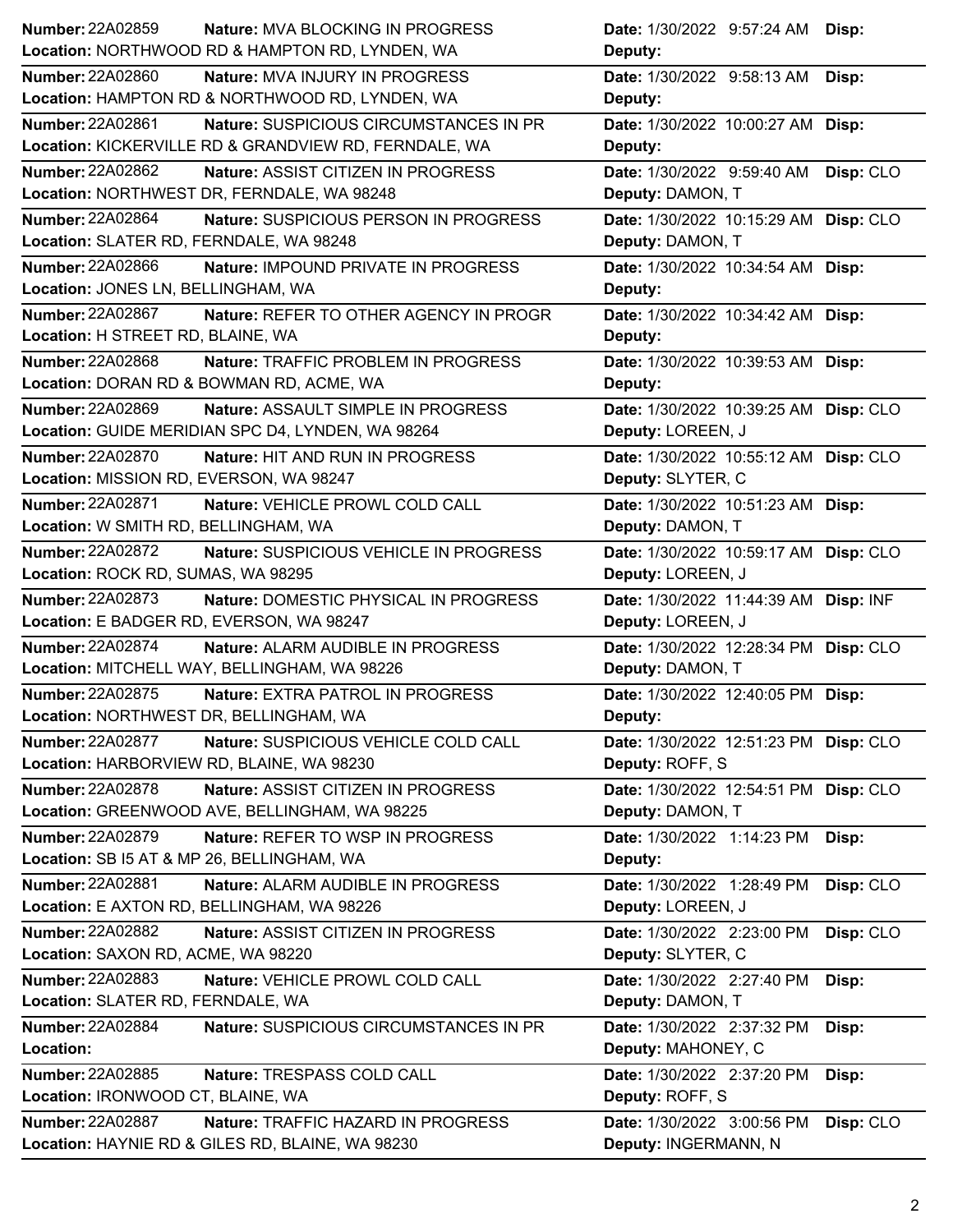**Number:** 22A02859 **Nature:** MVA BLOCKING IN PROGRESS **Date:** 1/30/2022 9:57:24 AM **Disp:**
**Location:** NORTHWOOD RD & HAMPTON RD, LYNDEN, WA **Deputy:**

**Number:** 22A02860 **Nature:** MVA INJURY IN PROGRESS **Date:** 1/30/2022 9:58:13 AM **Disp:**
**Location:** HAMPTON RD & NORTHWOOD RD, LYNDEN, WA **Deputy:**

**Number:** 22A02861 **Nature:** SUSPICIOUS CIRCUMSTANCES IN PR **Date:** 1/30/2022 10:00:27 AM **Disp:**
**Location:** KICKERVILLE RD & GRANDVIEW RD, FERNDALE, WA **Deputy:**

**Number:** 22A02862 **Nature:** ASSIST CITIZEN IN PROGRESS **Date:** 1/30/2022 9:59:40 AM **Disp:** CLO
**Location:** NORTHWEST DR, FERNDALE, WA 98248 **Deputy:** DAMON, T

**Number:** 22A02864 **Nature:** SUSPICIOUS PERSON IN PROGRESS **Date:** 1/30/2022 10:15:29 AM **Disp:** CLO
**Location:** SLATER RD, FERNDALE, WA 98248 **Deputy:** DAMON, T

**Number:** 22A02866 **Nature:** IMPOUND PRIVATE IN PROGRESS **Date:** 1/30/2022 10:34:54 AM **Disp:**
**Location:** JONES LN, BELLINGHAM, WA **Deputy:**

**Number:** 22A02867 **Nature:** REFER TO OTHER AGENCY IN PROGR **Date:** 1/30/2022 10:34:42 AM **Disp:**
**Location:** H STREET RD, BLAINE, WA **Deputy:**

**Number:** 22A02868 **Nature:** TRAFFIC PROBLEM IN PROGRESS **Date:** 1/30/2022 10:39:53 AM **Disp:**
**Location:** DORAN RD & BOWMAN RD, ACME, WA **Deputy:**

**Number:** 22A02869 **Nature:** ASSAULT SIMPLE IN PROGRESS **Date:** 1/30/2022 10:39:25 AM **Disp:** CLO
**Location:** GUIDE MERIDIAN SPC D4, LYNDEN, WA 98264 **Deputy:** LOREEN, J

**Number:** 22A02870 **Nature:** HIT AND RUN IN PROGRESS **Date:** 1/30/2022 10:55:12 AM **Disp:** CLO
**Location:** MISSION RD, EVERSON, WA 98247 **Deputy:** SLYTER, C

**Number:** 22A02871 **Nature:** VEHICLE PROWL COLD CALL **Date:** 1/30/2022 10:51:23 AM **Disp:**
**Location:** W SMITH RD, BELLINGHAM, WA **Deputy:** DAMON, T

**Number:** 22A02872 **Nature:** SUSPICIOUS VEHICLE IN PROGRESS **Date:** 1/30/2022 10:59:17 AM **Disp:** CLO
**Location:** ROCK RD, SUMAS, WA 98295 **Deputy:** LOREEN, J

**Number:** 22A02873 **Nature:** DOMESTIC PHYSICAL IN PROGRESS **Date:** 1/30/2022 11:44:39 AM **Disp:** INF
**Location:** E BADGER RD, EVERSON, WA 98247 **Deputy:** LOREEN, J

**Number:** 22A02874 **Nature:** ALARM AUDIBLE IN PROGRESS **Date:** 1/30/2022 12:28:34 PM **Disp:** CLO
**Location:** MITCHELL WAY, BELLINGHAM, WA 98226 **Deputy:** DAMON, T

**Number:** 22A02875 **Nature:** EXTRA PATROL IN PROGRESS **Date:** 1/30/2022 12:40:05 PM **Disp:**
**Location:** NORTHWEST DR, BELLINGHAM, WA **Deputy:**

**Number:** 22A02877 **Nature:** SUSPICIOUS VEHICLE COLD CALL **Date:** 1/30/2022 12:51:23 PM **Disp:** CLO
**Location:** HARBORVIEW RD, BLAINE, WA 98230 **Deputy:** ROFF, S

**Number:** 22A02878 **Nature:** ASSIST CITIZEN IN PROGRESS **Date:** 1/30/2022 12:54:51 PM **Disp:** CLO
**Location:** GREENWOOD AVE, BELLINGHAM, WA 98225 **Deputy:** DAMON, T

**Number:** 22A02879 **Nature:** REFER TO WSP IN PROGRESS **Date:** 1/30/2022 1:14:23 PM **Disp:**
**Location:** SB I5 AT & MP 26, BELLINGHAM, WA **Deputy:**

**Number:** 22A02881 **Nature:** ALARM AUDIBLE IN PROGRESS **Date:** 1/30/2022 1:28:49 PM **Disp:** CLO
**Location:** E AXTON RD, BELLINGHAM, WA 98226 **Deputy:** LOREEN, J

**Number:** 22A02882 **Nature:** ASSIST CITIZEN IN PROGRESS **Date:** 1/30/2022 2:23:00 PM **Disp:** CLO
**Location:** SAXON RD, ACME, WA 98220 **Deputy:** SLYTER, C

**Number:** 22A02883 **Nature:** VEHICLE PROWL COLD CALL **Date:** 1/30/2022 2:27:40 PM **Disp:**
**Location:** SLATER RD, FERNDALE, WA **Deputy:** DAMON, T

**Number:** 22A02884 **Nature:** SUSPICIOUS CIRCUMSTANCES IN PR **Date:** 1/30/2022 2:37:32 PM **Disp:**
**Location:** **Deputy:** MAHONEY, C

**Number:** 22A02885 **Nature:** TRESPASS COLD CALL **Date:** 1/30/2022 2:37:20 PM **Disp:**
**Location:** IRONWOOD CT, BLAINE, WA **Deputy:** ROFF, S

**Number:** 22A02887 **Nature:** TRAFFIC HAZARD IN PROGRESS **Date:** 1/30/2022 3:00:56 PM **Disp:** CLO
**Location:** HAYNIE RD & GILES RD, BLAINE, WA 98230 **Deputy:** INGERMANN, N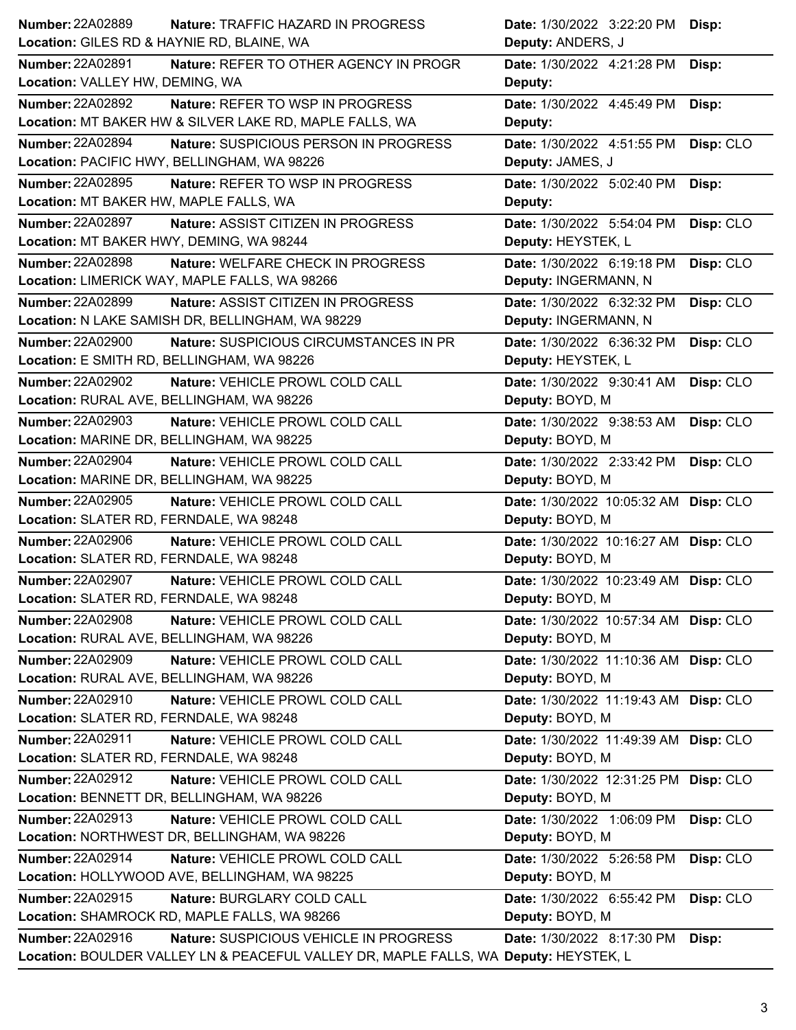**Number:** 22A02889 **Nature:** TRAFFIC HAZARD IN PROGRESS **Date:** 1/30/2022 3:22:20 PM **Disp:**
**Location:** GILES RD & HAYNIE RD, BLAINE, WA **Deputy:** ANDERS, J

**Number:** 22A02891 **Nature:** REFER TO OTHER AGENCY IN PROGR **Date:** 1/30/2022 4:21:28 PM **Disp:**
**Location:** VALLEY HW, DEMING, WA **Deputy:**

**Number:** 22A02892 **Nature:** REFER TO WSP IN PROGRESS **Date:** 1/30/2022 4:45:49 PM **Disp:**
**Location:** MT BAKER HW & SILVER LAKE RD, MAPLE FALLS, WA **Deputy:**

**Number:** 22A02894 **Nature:** SUSPICIOUS PERSON IN PROGRESS **Date:** 1/30/2022 4:51:55 PM **Disp:** CLO
**Location:** PACIFIC HWY, BELLINGHAM, WA 98226 **Deputy:** JAMES, J

**Number:** 22A02895 **Nature:** REFER TO WSP IN PROGRESS **Date:** 1/30/2022 5:02:40 PM **Disp:**
**Location:** MT BAKER HW, MAPLE FALLS, WA **Deputy:**

**Number:** 22A02897 **Nature:** ASSIST CITIZEN IN PROGRESS **Date:** 1/30/2022 5:54:04 PM **Disp:** CLO
**Location:** MT BAKER HWY, DEMING, WA 98244 **Deputy:** HEYSTEK, L

**Number:** 22A02898 **Nature:** WELFARE CHECK IN PROGRESS **Date:** 1/30/2022 6:19:18 PM **Disp:** CLO
**Location:** LIMERICK WAY, MAPLE FALLS, WA 98266 **Deputy:** INGERMANN, N

**Number:** 22A02899 **Nature:** ASSIST CITIZEN IN PROGRESS **Date:** 1/30/2022 6:32:32 PM **Disp:** CLO
**Location:** N LAKE SAMISH DR, BELLINGHAM, WA 98229 **Deputy:** INGERMANN, N

**Number:** 22A02900 **Nature:** SUSPICIOUS CIRCUMSTANCES IN PR **Date:** 1/30/2022 6:36:32 PM **Disp:** CLO
**Location:** E SMITH RD, BELLINGHAM, WA 98226 **Deputy:** HEYSTEK, L

**Number:** 22A02902 **Nature:** VEHICLE PROWL COLD CALL **Date:** 1/30/2022 9:30:41 AM **Disp:** CLO
**Location:** RURAL AVE, BELLINGHAM, WA 98226 **Deputy:** BOYD, M

**Number:** 22A02903 **Nature:** VEHICLE PROWL COLD CALL **Date:** 1/30/2022 9:38:53 AM **Disp:** CLO
**Location:** MARINE DR, BELLINGHAM, WA 98225 **Deputy:** BOYD, M

**Number:** 22A02904 **Nature:** VEHICLE PROWL COLD CALL **Date:** 1/30/2022 2:33:42 PM **Disp:** CLO
**Location:** MARINE DR, BELLINGHAM, WA 98225 **Deputy:** BOYD, M

**Number:** 22A02905 **Nature:** VEHICLE PROWL COLD CALL **Date:** 1/30/2022 10:05:32 AM **Disp:** CLO
**Location:** SLATER RD, FERNDALE, WA 98248 **Deputy:** BOYD, M

**Number:** 22A02906 **Nature:** VEHICLE PROWL COLD CALL **Date:** 1/30/2022 10:16:27 AM **Disp:** CLO
**Location:** SLATER RD, FERNDALE, WA 98248 **Deputy:** BOYD, M

**Number:** 22A02907 **Nature:** VEHICLE PROWL COLD CALL **Date:** 1/30/2022 10:23:49 AM **Disp:** CLO
**Location:** SLATER RD, FERNDALE, WA 98248 **Deputy:** BOYD, M

**Number:** 22A02908 **Nature:** VEHICLE PROWL COLD CALL **Date:** 1/30/2022 10:57:34 AM **Disp:** CLO
**Location:** RURAL AVE, BELLINGHAM, WA 98226 **Deputy:** BOYD, M

**Number:** 22A02909 **Nature:** VEHICLE PROWL COLD CALL **Date:** 1/30/2022 11:10:36 AM **Disp:** CLO
**Location:** RURAL AVE, BELLINGHAM, WA 98226 **Deputy:** BOYD, M

**Number:** 22A02910 **Nature:** VEHICLE PROWL COLD CALL **Date:** 1/30/2022 11:19:43 AM **Disp:** CLO
**Location:** SLATER RD, FERNDALE, WA 98248 **Deputy:** BOYD, M

**Number:** 22A02911 **Nature:** VEHICLE PROWL COLD CALL **Date:** 1/30/2022 11:49:39 AM **Disp:** CLO
**Location:** SLATER RD, FERNDALE, WA 98248 **Deputy:** BOYD, M

**Number:** 22A02912 **Nature:** VEHICLE PROWL COLD CALL **Date:** 1/30/2022 12:31:25 PM **Disp:** CLO
**Location:** BENNETT DR, BELLINGHAM, WA 98226 **Deputy:** BOYD, M

**Number:** 22A02913 **Nature:** VEHICLE PROWL COLD CALL **Date:** 1/30/2022 1:06:09 PM **Disp:** CLO
**Location:** NORTHWEST DR, BELLINGHAM, WA 98226 **Deputy:** BOYD, M

**Number:** 22A02914 **Nature:** VEHICLE PROWL COLD CALL **Date:** 1/30/2022 5:26:58 PM **Disp:** CLO
**Location:** HOLLYWOOD AVE, BELLINGHAM, WA 98225 **Deputy:** BOYD, M

**Number:** 22A02915 **Nature:** BURGLARY COLD CALL **Date:** 1/30/2022 6:55:42 PM **Disp:** CLO
**Location:** SHAMROCK RD, MAPLE FALLS, WA 98266 **Deputy:** BOYD, M

**Number:** 22A02916 **Nature:** SUSPICIOUS VEHICLE IN PROGRESS **Date:** 1/30/2022 8:17:30 PM **Disp:**
**Location:** BOULDER VALLEY LN & PEACEFUL VALLEY DR, MAPLE FALLS, WA **Deputy:** HEYSTEK, L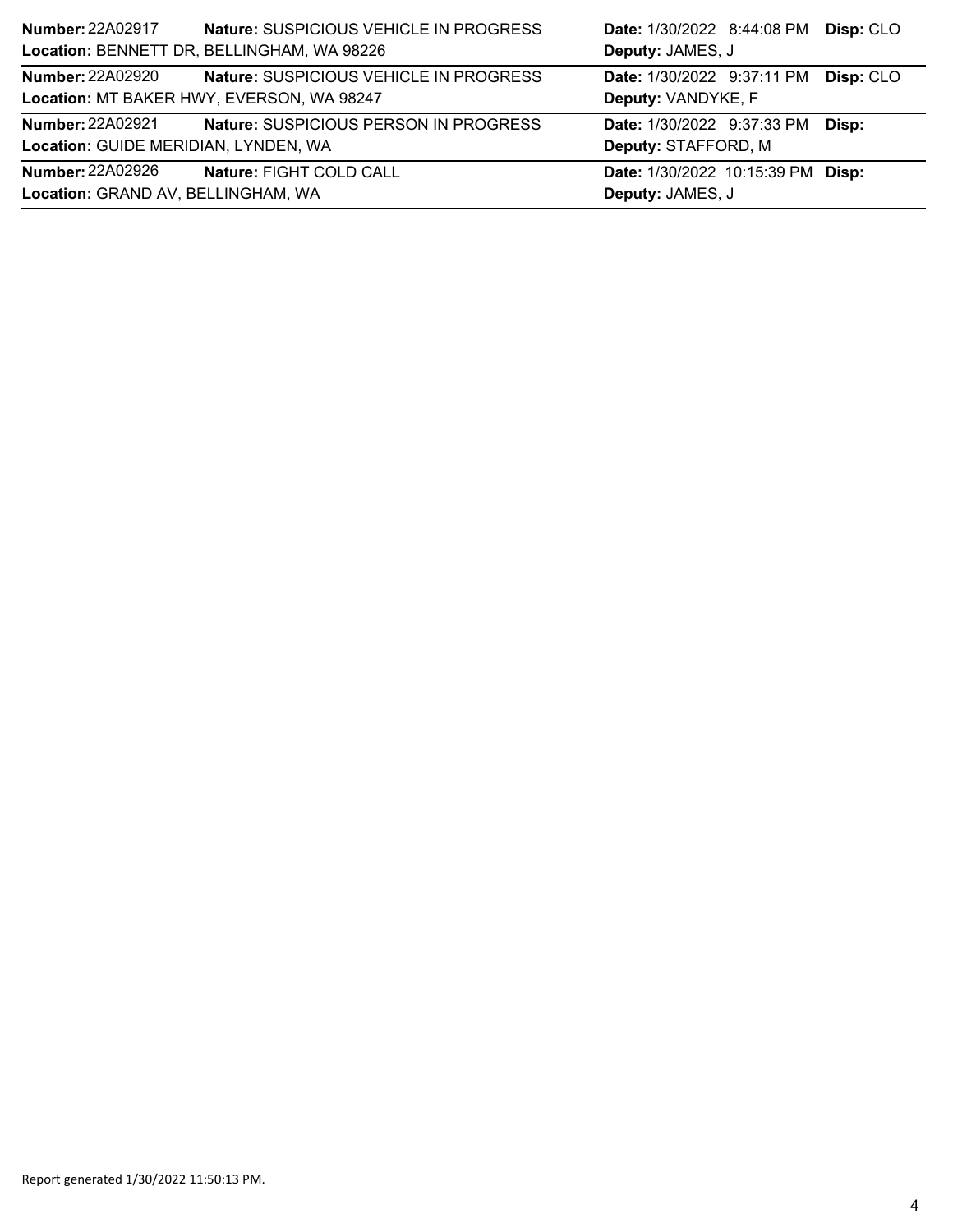**Number:** 22A02917 **Nature:** SUSPICIOUS VEHICLE IN PROGRESS **Date:** 1/30/2022 8:44:08 PM **Disp:** CLO
**Location:** BENNETT DR, BELLINGHAM, WA 98226 **Deputy:** JAMES, J

**Number:** 22A02920 **Nature:** SUSPICIOUS VEHICLE IN PROGRESS **Date:** 1/30/2022 9:37:11 PM **Disp:** CLO
**Location:** MT BAKER HWY, EVERSON, WA 98247 **Deputy:** VANDYKE, F

**Number:** 22A02921 **Nature:** SUSPICIOUS PERSON IN PROGRESS **Date:** 1/30/2022 9:37:33 PM **Disp:**
**Location:** GUIDE MERIDIAN, LYNDEN, WA **Deputy:** STAFFORD, M

**Number:** 22A02926 **Nature:** FIGHT COLD CALL **Date:** 1/30/2022 10:15:39 PM **Disp:**
**Location:** GRAND AV, BELLINGHAM, WA **Deputy:** JAMES, J

Report generated 1/30/2022 11:50:13 PM.